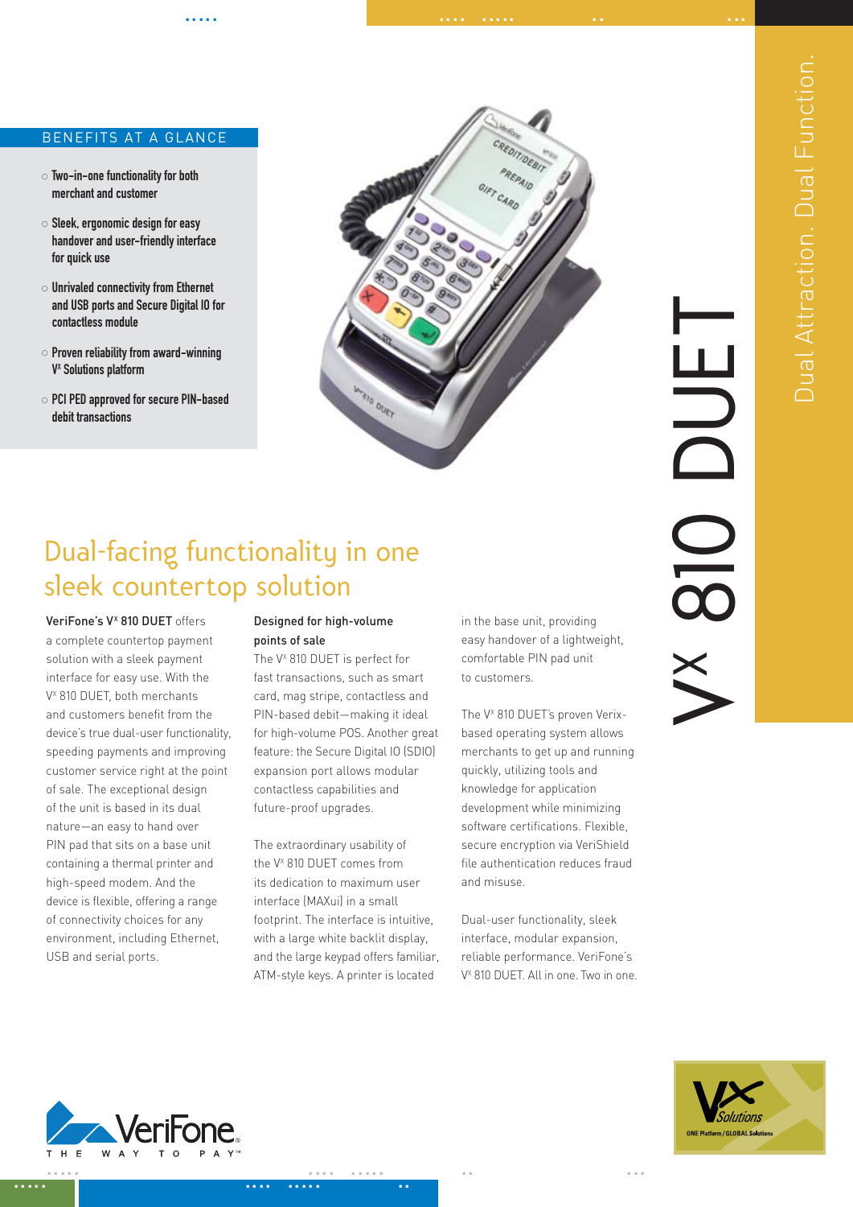# Vx 810 DUET

Dual Attraction. Dual Function.

## BENEFITS AT A GLANCE

- Two-in-one functionality for both merchant and customer
- Sleek, ergonomic design for easy handover and user-friendly interface for quick use
- Unrivaled connectivity from Ethernet and USB ports and Secure Digital IO for contactless module
- Proven reliability from award-winning Vx Solutions platform
- PCI PED approved for secure PIN-based debit transactions

## Dual-facing functionality in one sleek countertop solution

**VeriFone's Vx 810 DUET** offers a complete countertop payment solution with a sleek payment interface for easy use. With the Vx 810 DUET, both merchants and customers benefit from the device's true dual-user functionality, speeding payments and improving customer service right at the point of sale. The exceptional design of the unit is based in its dual nature—an easy to hand over PIN pad that sits on a base unit containing a thermal printer and high-speed modem. And the device is flexible, offering a range of connectivity choices for any environment, including Ethernet, USB and serial ports.

**Designed for high-volume points of sale**

The Vx 810 DUET is perfect for fast transactions, such as smart card, mag stripe, contactless and PIN-based debit—making it ideal for high-volume POS. Another great feature: the Secure Digital IO (SDIO) expansion port allows modular contactless capabilities and future-proof upgrades.

The extraordinary usability of the Vx 810 DUET comes from its dedication to maximum user interface (MAXui) in a small footprint. The interface is intuitive, with a large white backlit display, and the large keypad offers familiar, ATM-style keys. A printer is located in the base unit, providing easy handover of a lightweight, comfortable PIN pad unit to customers.

The Vx 810 DUET's proven Verix-based operating system allows merchants to get up and running quickly, utilizing tools and knowledge for application development while minimizing software certifications. Flexible, secure encryption via VeriShield file authentication reduces fraud and misuse.

Dual-user functionality, sleek interface, modular expansion, reliable performance. VeriFone's Vx 810 DUET. All in one. Two in one.

VeriFone
THE WAY TO PAY™

Vx Solutions
ONE Platform / GLOBAL Solutions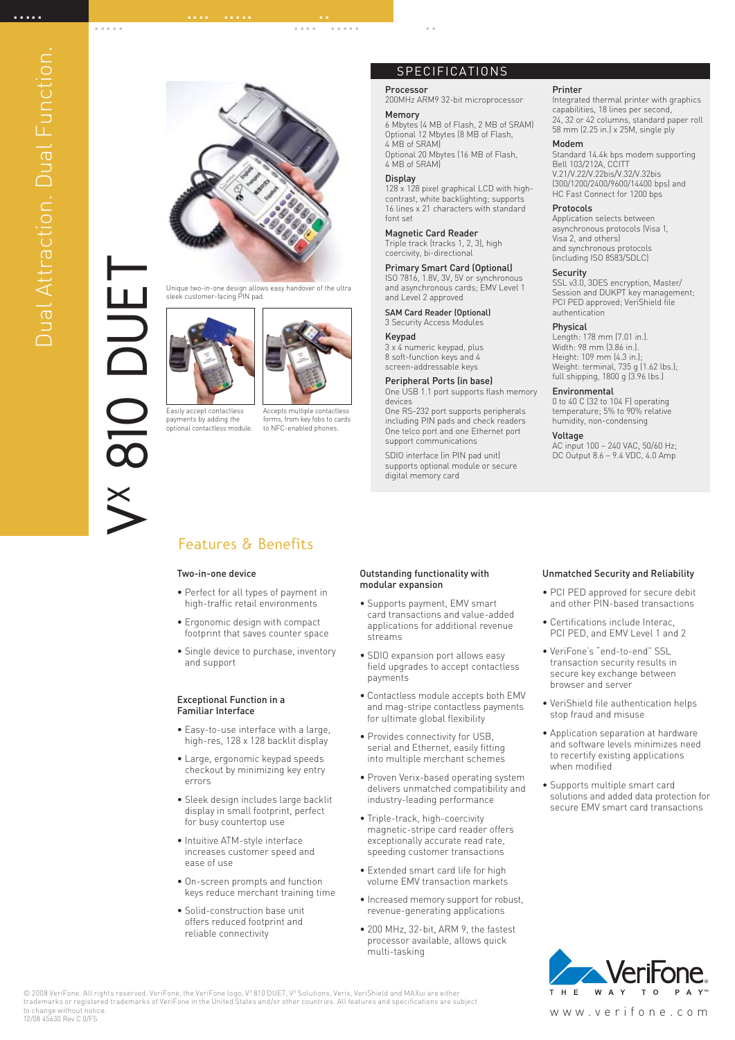Dual Attraction. Dual Function.

# Vx 810 DUET

Unique two-in-one design allows easy handover of the ultra sleek customer-facing PIN pad.

Easily accept contactless payments by adding the optional contactless module.

Accepts multiple contactless forms, from key fobs to cards to NFC-enabled phones.

## SPECIFICATIONS

**Processor**
200MHz ARM9 32-bit microprocessor

**Memory**
6 Mbytes (4 MB of Flash, 2 MB of SRAM)
Optional 12 Mbytes (8 MB of Flash, 4 MB of SRAM)
Optional 20 Mbytes (16 MB of Flash, 4 MB of SRAM)

**Display**
128 x 128 pixel graphical LCD with high-contrast, white backlighting; supports 16 lines x 21 characters with standard font set

**Magnetic Card Reader**
Triple track (tracks 1, 2, 3), high coercivity, bi-directional

**Primary Smart Card (Optional)**
ISO 7816, 1.8V, 3V, 5V or synchronous and asynchronous cards; EMV Level 1 and Level 2 approved

**SAM Card Reader (Optional)**
3 Security Access Modules

**Keypad**
3 x 4 numeric keypad, plus 8 soft-function keys and 4 screen-addressable keys

**Peripheral Ports (in base)**
One USB 1.1 port supports flash memory devices
One RS-232 port supports peripherals including PIN pads and check readers
One telco port and one Ethernet port support communications

SDIO interface (in PIN pad unit) supports optional module or secure digital memory card

**Printer**
Integrated thermal printer with graphics capabilities, 18 lines per second, 24, 32 or 42 columns, standard paper roll 58 mm (2.25 in.) x 25M, single ply

**Modem**
Standard 14.4k bps modem supporting Bell 103/212A, CCITT V.21/V.22/V.22bis/V.32/V.32bis (300/1200/2400/9600/14400 bps) and HC Fast Connect for 1200 bps

**Protocols**
Application selects between asynchronous protocols (Visa 1, Visa 2, and others) and synchronous protocols (including ISO 8583/SDLC)

**Security**
SSL v3.0, 3DES encryption, Master/Session and DUKPT key management; PCI PED approved; VeriShield file authentication

**Physical**
Length: 178 mm (7.01 in.).
Width: 98 mm (3.86 in.).
Height: 109 mm (4.3 in.);
Weight: terminal, 735 g (1.62 lbs.); full shipping, 1800 g (3.96 lbs.)

**Environmental**
0 to 40 C (32 to 104 F) operating temperature; 5% to 90% relative humidity, non-condensing

**Voltage**
AC input 100 – 240 VAC, 50/60 Hz;
DC Output 8.6 – 9.4 VDC, 4.0 Amp

## Features & Benefits

### Two-in-one device

- Perfect for all types of payment in high-traffic retail environments
- Ergonomic design with compact footprint that saves counter space
- Single device to purchase, inventory and support

### Exceptional Function in a Familiar Interface

- Easy-to-use interface with a large, high-res, 128 x 128 backlit display
- Large, ergonomic keypad speeds checkout by minimizing key entry errors
- Sleek design includes large backlit display in small footprint, perfect for busy countertop use
- Intuitive ATM-style interface increases customer speed and ease of use
- On-screen prompts and function keys reduce merchant training time
- Solid-construction base unit offers reduced footprint and reliable connectivity

### Outstanding functionality with modular expansion

- Supports payment, EMV smart card transactions and value-added applications for additional revenue streams
- SDIO expansion port allows easy field upgrades to accept contactless payments
- Contactless module accepts both EMV and mag-stripe contactless payments for ultimate global flexibility
- Provides connectivity for USB, serial and Ethernet, easily fitting into multiple merchant schemes
- Proven Verix-based operating system delivers unmatched compatibility and industry-leading performance
- Triple-track, high-coercivity magnetic-stripe card reader offers exceptionally accurate read rate, speeding customer transactions
- Extended smart card life for high volume EMV transaction markets
- Increased memory support for robust, revenue-generating applications
- 200 MHz, 32-bit, ARM 9, the fastest processor available, allows quick multi-tasking

### Unmatched Security and Reliability

- PCI PED approved for secure debit and other PIN-based transactions
- Certifications include Interac, PCI PED, and EMV Level 1 and 2
- VeriFone's "end-to-end" SSL transaction security results in secure key exchange between browser and server
- VeriShield file authentication helps stop fraud and misuse
- Application separation at hardware and software levels minimizes need to recertify existing applications when modified
- Supports multiple smart card solutions and added data protection for secure EMV smart card transactions

VeriFone. THE WAY TO PAY™

www.verifone.com

© 2008 VeriFone. All rights reserved. VeriFone, the VeriFone logo, Vx 810 DUET, Vx Solutions, VeriShield and MAXui are either trademarks or registered trademarks of VeriFone in the United States and/or other countries. All features and specifications are subject to change without notice.
12/08 45630 Rev C 0/FS